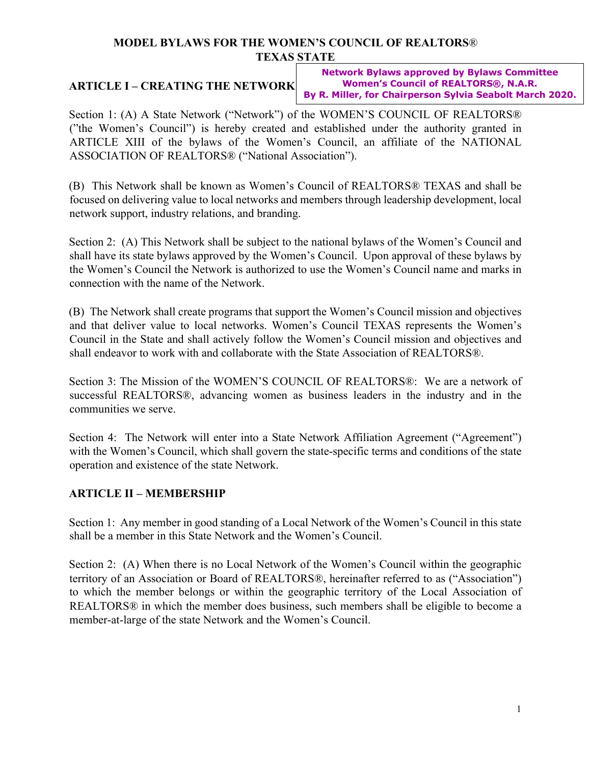# MODEL BYLAWS FOR THE WOMEN'S COUNCIL OF REALTORS® TEXAS STATE

**Network Bylaws approved by Bylaws Committee**
**Women's Council of REALTORS®, N.A.R.**
**By R. Miller, for Chairperson Sylvia Seabolt March 2020.**

## ARTICLE I – CREATING THE NETWORK

Section 1: (A) A State Network ("Network") of the WOMEN'S COUNCIL OF REALTORS® ("the Women's Council") is hereby created and established under the authority granted in ARTICLE XIII of the bylaws of the Women's Council, an affiliate of the NATIONAL ASSOCIATION OF REALTORS® ("National Association").

(B) This Network shall be known as Women's Council of REALTORS® TEXAS and shall be focused on delivering value to local networks and members through leadership development, local network support, industry relations, and branding.

Section 2: (A) This Network shall be subject to the national bylaws of the Women's Council and shall have its state bylaws approved by the Women's Council. Upon approval of these bylaws by the Women's Council the Network is authorized to use the Women's Council name and marks in connection with the name of the Network.

(B) The Network shall create programs that support the Women's Council mission and objectives and that deliver value to local networks. Women's Council TEXAS represents the Women's Council in the State and shall actively follow the Women's Council mission and objectives and shall endeavor to work with and collaborate with the State Association of REALTORS®.

Section 3: The Mission of the WOMEN'S COUNCIL OF REALTORS®: We are a network of successful REALTORS®, advancing women as business leaders in the industry and in the communities we serve.

Section 4: The Network will enter into a State Network Affiliation Agreement ("Agreement") with the Women's Council, which shall govern the state-specific terms and conditions of the state operation and existence of the state Network.

## ARTICLE II – MEMBERSHIP

Section 1: Any member in good standing of a Local Network of the Women's Council in this state shall be a member in this State Network and the Women's Council.

Section 2: (A) When there is no Local Network of the Women's Council within the geographic territory of an Association or Board of REALTORS®, hereinafter referred to as ("Association") to which the member belongs or within the geographic territory of the Local Association of REALTORS® in which the member does business, such members shall be eligible to become a member-at-large of the state Network and the Women's Council.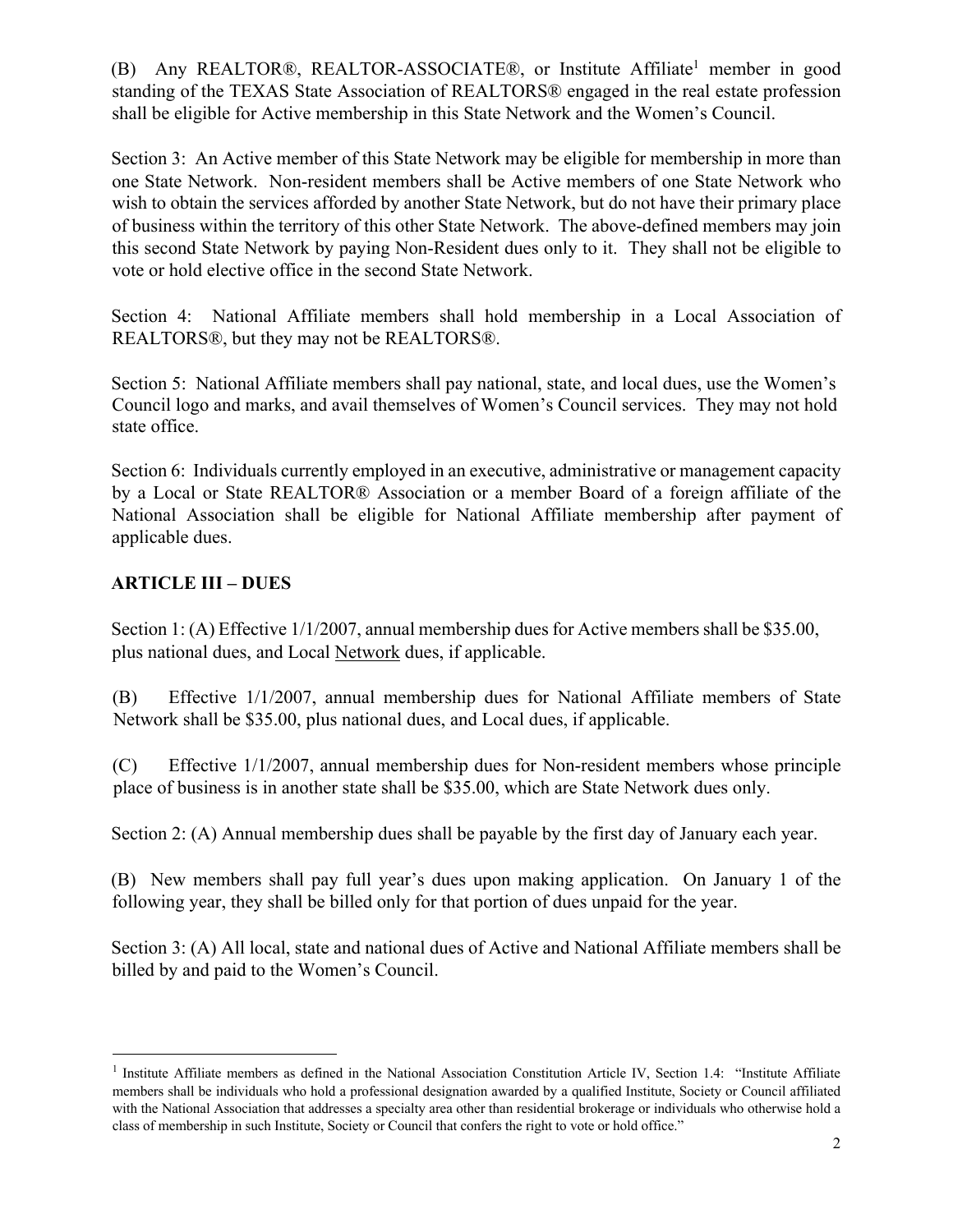(B) Any REALTOR®, REALTOR-ASSOCIATE®, or Institute Affiliate[1] member in good standing of the TEXAS State Association of REALTORS® engaged in the real estate profession shall be eligible for Active membership in this State Network and the Women's Council.

Section 3: An Active member of this State Network may be eligible for membership in more than one State Network. Non-resident members shall be Active members of one State Network who wish to obtain the services afforded by another State Network, but do not have their primary place of business within the territory of this other State Network. The above-defined members may join this second State Network by paying Non-Resident dues only to it. They shall not be eligible to vote or hold elective office in the second State Network.

Section 4: National Affiliate members shall hold membership in a Local Association of REALTORS®, but they may not be REALTORS®.

Section 5: National Affiliate members shall pay national, state, and local dues, use the Women's Council logo and marks, and avail themselves of Women's Council services. They may not hold state office.

Section 6: Individuals currently employed in an executive, administrative or management capacity by a Local or State REALTOR® Association or a member Board of a foreign affiliate of the National Association shall be eligible for National Affiliate membership after payment of applicable dues.

## ARTICLE III – DUES

Section 1: (A) Effective 1/1/2007, annual membership dues for Active members shall be $35.00, plus national dues, and Local <u>Network</u> dues, if applicable.

(B) Effective 1/1/2007, annual membership dues for National Affiliate members of State Network shall be $35.00, plus national dues, and Local dues, if applicable.

(C) Effective 1/1/2007, annual membership dues for Non-resident members whose principle place of business is in another state shall be $35.00, which are State Network dues only.

Section 2: (A) Annual membership dues shall be payable by the first day of January each year.

(B) New members shall pay full year's dues upon making application. On January 1 of the following year, they shall be billed only for that portion of dues unpaid for the year.

Section 3: (A) All local, state and national dues of Active and National Affiliate members shall be billed by and paid to the Women's Council.

---

[1] Institute Affiliate members as defined in the National Association Constitution Article IV, Section 1.4: "Institute Affiliate members shall be individuals who hold a professional designation awarded by a qualified Institute, Society or Council affiliated with the National Association that addresses a specialty area other than residential brokerage or individuals who otherwise hold a class of membership in such Institute, Society or Council that confers the right to vote or hold office."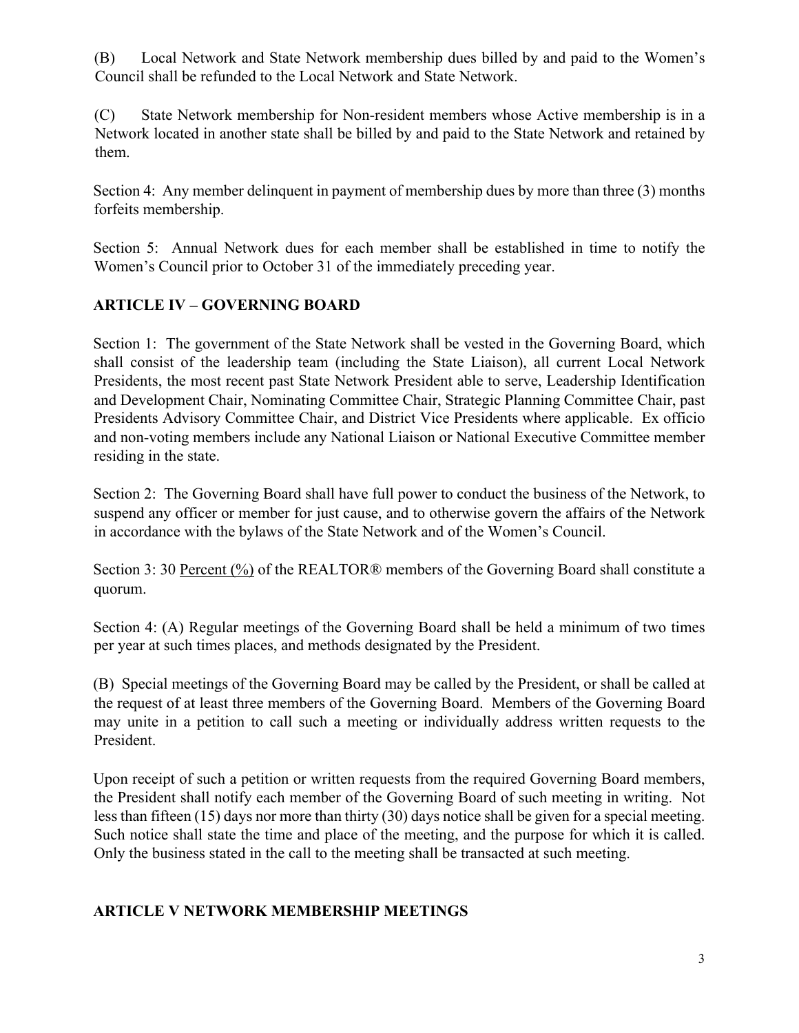(B) Local Network and State Network membership dues billed by and paid to the Women's Council shall be refunded to the Local Network and State Network.

(C) State Network membership for Non-resident members whose Active membership is in a Network located in another state shall be billed by and paid to the State Network and retained by them.

Section 4: Any member delinquent in payment of membership dues by more than three (3) months forfeits membership.

Section 5: Annual Network dues for each member shall be established in time to notify the Women's Council prior to October 31 of the immediately preceding year.

## ARTICLE IV – GOVERNING BOARD

Section 1: The government of the State Network shall be vested in the Governing Board, which shall consist of the leadership team (including the State Liaison), all current Local Network Presidents, the most recent past State Network President able to serve, Leadership Identification and Development Chair, Nominating Committee Chair, Strategic Planning Committee Chair, past Presidents Advisory Committee Chair, and District Vice Presidents where applicable. Ex officio and non-voting members include any National Liaison or National Executive Committee member residing in the state.

Section 2: The Governing Board shall have full power to conduct the business of the Network, to suspend any officer or member for just cause, and to otherwise govern the affairs of the Network in accordance with the bylaws of the State Network and of the Women's Council.

Section 3: 30 <u>Percent (%)</u> of the REALTOR® members of the Governing Board shall constitute a quorum.

Section 4: (A) Regular meetings of the Governing Board shall be held a minimum of two times per year at such times places, and methods designated by the President.

(B) Special meetings of the Governing Board may be called by the President, or shall be called at the request of at least three members of the Governing Board. Members of the Governing Board may unite in a petition to call such a meeting or individually address written requests to the President.

Upon receipt of such a petition or written requests from the required Governing Board members, the President shall notify each member of the Governing Board of such meeting in writing. Not less than fifteen (15) days nor more than thirty (30) days notice shall be given for a special meeting. Such notice shall state the time and place of the meeting, and the purpose for which it is called. Only the business stated in the call to the meeting shall be transacted at such meeting.

## ARTICLE V NETWORK MEMBERSHIP MEETINGS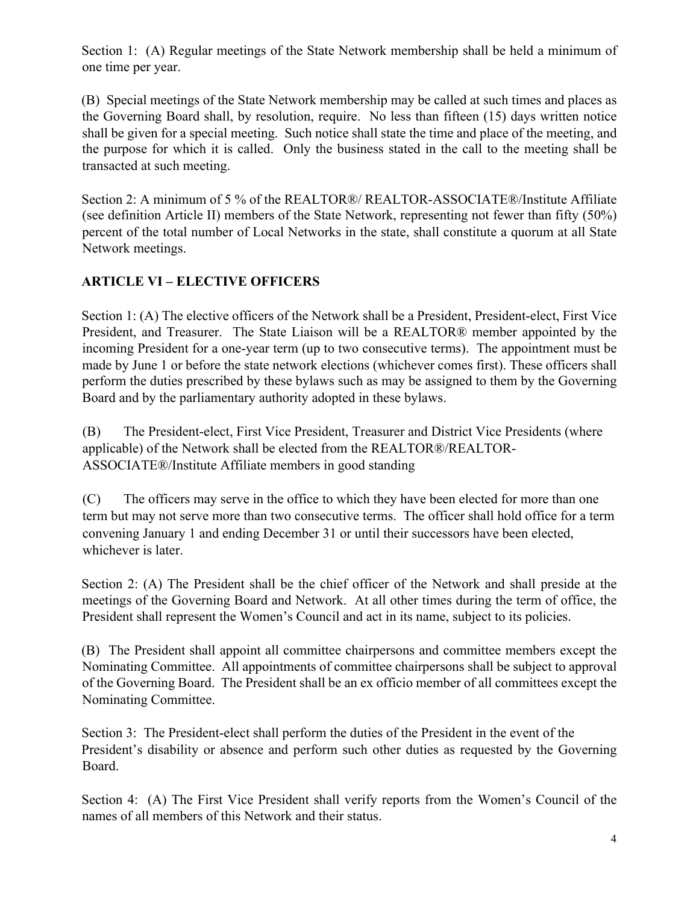Section 1: (A) Regular meetings of the State Network membership shall be held a minimum of one time per year.

(B) Special meetings of the State Network membership may be called at such times and places as the Governing Board shall, by resolution, require. No less than fifteen (15) days written notice shall be given for a special meeting. Such notice shall state the time and place of the meeting, and the purpose for which it is called. Only the business stated in the call to the meeting shall be transacted at such meeting.

Section 2: A minimum of 5 % of the REALTOR®/ REALTOR-ASSOCIATE®/Institute Affiliate (see definition Article II) members of the State Network, representing not fewer than fifty (50%) percent of the total number of Local Networks in the state, shall constitute a quorum at all State Network meetings.

## ARTICLE VI – ELECTIVE OFFICERS

Section 1: (A) The elective officers of the Network shall be a President, President-elect, First Vice President, and Treasurer. The State Liaison will be a REALTOR® member appointed by the incoming President for a one-year term (up to two consecutive terms). The appointment must be made by June 1 or before the state network elections (whichever comes first). These officers shall perform the duties prescribed by these bylaws such as may be assigned to them by the Governing Board and by the parliamentary authority adopted in these bylaws.

(B) The President-elect, First Vice President, Treasurer and District Vice Presidents (where applicable) of the Network shall be elected from the REALTOR®/REALTOR-ASSOCIATE®/Institute Affiliate members in good standing

(C) The officers may serve in the office to which they have been elected for more than one term but may not serve more than two consecutive terms. The officer shall hold office for a term convening January 1 and ending December 31 or until their successors have been elected, whichever is later.

Section 2: (A) The President shall be the chief officer of the Network and shall preside at the meetings of the Governing Board and Network. At all other times during the term of office, the President shall represent the Women's Council and act in its name, subject to its policies.

(B) The President shall appoint all committee chairpersons and committee members except the Nominating Committee. All appointments of committee chairpersons shall be subject to approval of the Governing Board. The President shall be an ex officio member of all committees except the Nominating Committee.

Section 3: The President-elect shall perform the duties of the President in the event of the President's disability or absence and perform such other duties as requested by the Governing Board.

Section 4: (A) The First Vice President shall verify reports from the Women's Council of the names of all members of this Network and their status.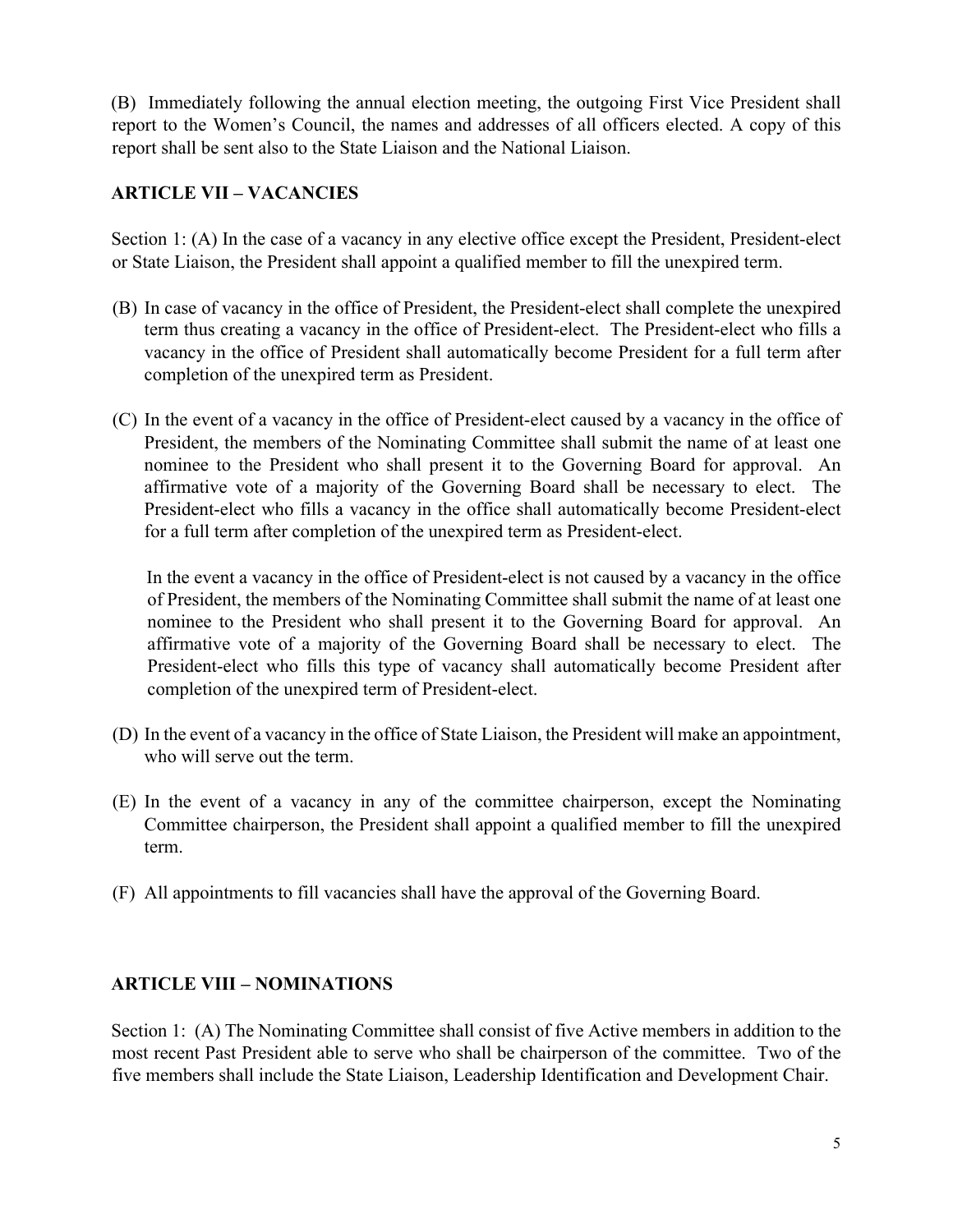(B) Immediately following the annual election meeting, the outgoing First Vice President shall report to the Women's Council, the names and addresses of all officers elected. A copy of this report shall be sent also to the State Liaison and the National Liaison.

## ARTICLE VII – VACANCIES

Section 1: (A) In the case of a vacancy in any elective office except the President, President-elect or State Liaison, the President shall appoint a qualified member to fill the unexpired term.

(B) In case of vacancy in the office of President, the President-elect shall complete the unexpired term thus creating a vacancy in the office of President-elect. The President-elect who fills a vacancy in the office of President shall automatically become President for a full term after completion of the unexpired term as President.

(C) In the event of a vacancy in the office of President-elect caused by a vacancy in the office of President, the members of the Nominating Committee shall submit the name of at least one nominee to the President who shall present it to the Governing Board for approval. An affirmative vote of a majority of the Governing Board shall be necessary to elect. The President-elect who fills a vacancy in the office shall automatically become President-elect for a full term after completion of the unexpired term as President-elect.

In the event a vacancy in the office of President-elect is not caused by a vacancy in the office of President, the members of the Nominating Committee shall submit the name of at least one nominee to the President who shall present it to the Governing Board for approval. An affirmative vote of a majority of the Governing Board shall be necessary to elect. The President-elect who fills this type of vacancy shall automatically become President after completion of the unexpired term of President-elect.

(D) In the event of a vacancy in the office of State Liaison, the President will make an appointment, who will serve out the term.

(E) In the event of a vacancy in any of the committee chairperson, except the Nominating Committee chairperson, the President shall appoint a qualified member to fill the unexpired term.

(F) All appointments to fill vacancies shall have the approval of the Governing Board.

## ARTICLE VIII – NOMINATIONS

Section 1: (A) The Nominating Committee shall consist of five Active members in addition to the most recent Past President able to serve who shall be chairperson of the committee. Two of the five members shall include the State Liaison, Leadership Identification and Development Chair.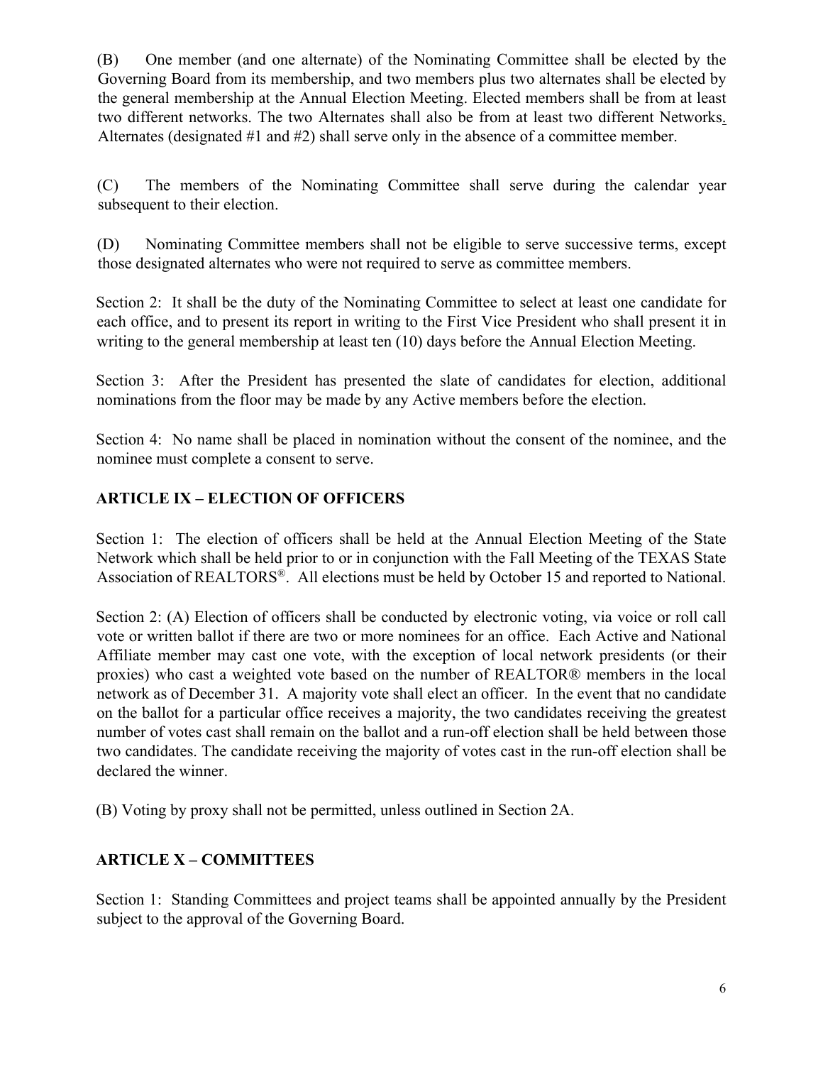(B) One member (and one alternate) of the Nominating Committee shall be elected by the Governing Board from its membership, and two members plus two alternates shall be elected by the general membership at the Annual Election Meeting. Elected members shall be from at least two different networks. The two Alternates shall also be from at least two different Networks. Alternates (designated #1 and #2) shall serve only in the absence of a committee member.

(C) The members of the Nominating Committee shall serve during the calendar year subsequent to their election.

(D) Nominating Committee members shall not be eligible to serve successive terms, except those designated alternates who were not required to serve as committee members.

Section 2: It shall be the duty of the Nominating Committee to select at least one candidate for each office, and to present its report in writing to the First Vice President who shall present it in writing to the general membership at least ten (10) days before the Annual Election Meeting.

Section 3: After the President has presented the slate of candidates for election, additional nominations from the floor may be made by any Active members before the election.

Section 4: No name shall be placed in nomination without the consent of the nominee, and the nominee must complete a consent to serve.

## ARTICLE IX – ELECTION OF OFFICERS

Section 1: The election of officers shall be held at the Annual Election Meeting of the State Network which shall be held prior to or in conjunction with the Fall Meeting of the TEXAS State Association of REALTORS®. All elections must be held by October 15 and reported to National.

Section 2: (A) Election of officers shall be conducted by electronic voting, via voice or roll call vote or written ballot if there are two or more nominees for an office. Each Active and National Affiliate member may cast one vote, with the exception of local network presidents (or their proxies) who cast a weighted vote based on the number of REALTOR® members in the local network as of December 31. A majority vote shall elect an officer. In the event that no candidate on the ballot for a particular office receives a majority, the two candidates receiving the greatest number of votes cast shall remain on the ballot and a run-off election shall be held between those two candidates. The candidate receiving the majority of votes cast in the run-off election shall be declared the winner.

(B) Voting by proxy shall not be permitted, unless outlined in Section 2A.

## ARTICLE X – COMMITTEES

Section 1: Standing Committees and project teams shall be appointed annually by the President subject to the approval of the Governing Board.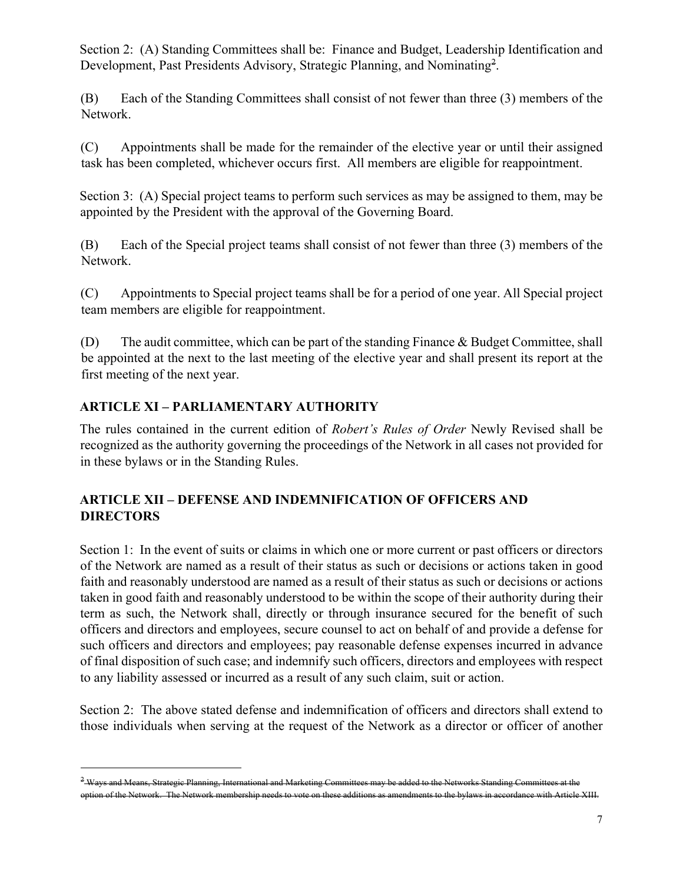Section 2: (A) Standing Committees shall be: Finance and Budget, Leadership Identification and Development, Past Presidents Advisory, Strategic Planning, and Nominating[2].

(B) Each of the Standing Committees shall consist of not fewer than three (3) members of the Network.

(C) Appointments shall be made for the remainder of the elective year or until their assigned task has been completed, whichever occurs first. All members are eligible for reappointment.

Section 3: (A) Special project teams to perform such services as may be assigned to them, may be appointed by the President with the approval of the Governing Board.

(B) Each of the Special project teams shall consist of not fewer than three (3) members of the Network.

(C) Appointments to Special project teams shall be for a period of one year. All Special project team members are eligible for reappointment.

(D) The audit committee, which can be part of the standing Finance & Budget Committee, shall be appointed at the next to the last meeting of the elective year and shall present its report at the first meeting of the next year.

## ARTICLE XI – PARLIAMENTARY AUTHORITY

The rules contained in the current edition of *Robert's Rules of Order* Newly Revised shall be recognized as the authority governing the proceedings of the Network in all cases not provided for in these bylaws or in the Standing Rules.

## ARTICLE XII – DEFENSE AND INDEMNIFICATION OF OFFICERS AND DIRECTORS

Section 1: In the event of suits or claims in which one or more current or past officers or directors of the Network are named as a result of their status as such or decisions or actions taken in good faith and reasonably understood are named as a result of their status as such or decisions or actions taken in good faith and reasonably understood to be within the scope of their authority during their term as such, the Network shall, directly or through insurance secured for the benefit of such officers and directors and employees, secure counsel to act on behalf of and provide a defense for such officers and directors and employees; pay reasonable defense expenses incurred in advance of final disposition of such case; and indemnify such officers, directors and employees with respect to any liability assessed or incurred as a result of any such claim, suit or action.

Section 2: The above stated defense and indemnification of officers and directors shall extend to those individuals when serving at the request of the Network as a director or officer of another

---

[2] ~~Ways and Means, Strategic Planning, International and Marketing Committees may be added to the Networks Standing Committees at the option of the Network. The Network membership needs to vote on these additions as amendments to the bylaws in accordance with Article XIII.~~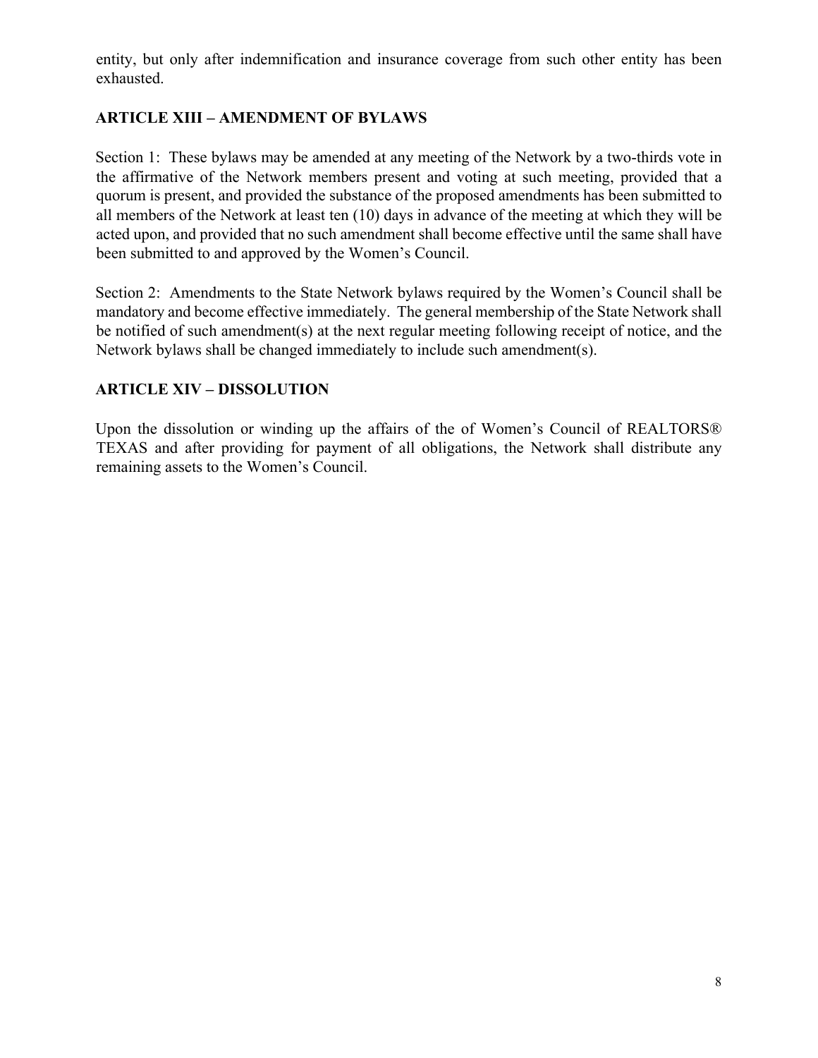entity, but only after indemnification and insurance coverage from such other entity has been exhausted.

## ARTICLE XIII – AMENDMENT OF BYLAWS

Section 1: These bylaws may be amended at any meeting of the Network by a two-thirds vote in the affirmative of the Network members present and voting at such meeting, provided that a quorum is present, and provided the substance of the proposed amendments has been submitted to all members of the Network at least ten (10) days in advance of the meeting at which they will be acted upon, and provided that no such amendment shall become effective until the same shall have been submitted to and approved by the Women's Council.

Section 2: Amendments to the State Network bylaws required by the Women's Council shall be mandatory and become effective immediately. The general membership of the State Network shall be notified of such amendment(s) at the next regular meeting following receipt of notice, and the Network bylaws shall be changed immediately to include such amendment(s).

## ARTICLE XIV – DISSOLUTION

Upon the dissolution or winding up the affairs of the of Women's Council of REALTORS® TEXAS and after providing for payment of all obligations, the Network shall distribute any remaining assets to the Women's Council.